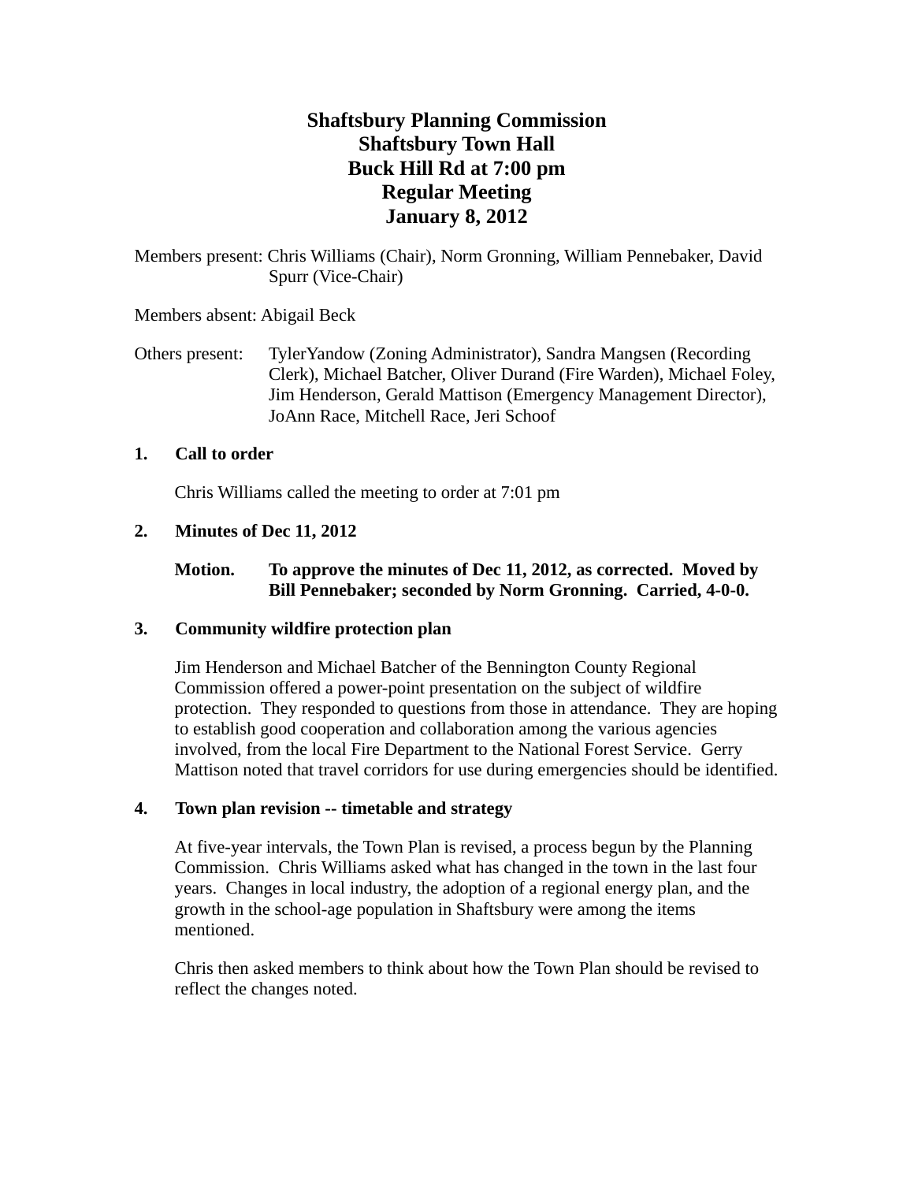# Shaftsbury Planning Commission
# Shaftsbury Town Hall
# Buck Hill Rd at 7:00 pm
# Regular Meeting
# January 8, 2012

Members present: Chris Williams (Chair), Norm Gronning, William Pennebaker, David Spurr (Vice-Chair)

Members absent: Abigail Beck

Others present: TylerYandow (Zoning Administrator), Sandra Mangsen (Recording Clerk), Michael Batcher, Oliver Durand (Fire Warden), Michael Foley, Jim Henderson, Gerald Mattison (Emergency Management Director), JoAnn Race, Mitchell Race, Jeri Schoof

## 1. Call to order

Chris Williams called the meeting to order at 7:01 pm

## 2. Minutes of Dec 11, 2012

**Motion. To approve the minutes of Dec 11, 2012, as corrected. Moved by Bill Pennebaker; seconded by Norm Gronning. Carried, 4-0-0.**

## 3. Community wildfire protection plan

Jim Henderson and Michael Batcher of the Bennington County Regional Commission offered a power-point presentation on the subject of wildfire protection. They responded to questions from those in attendance. They are hoping to establish good cooperation and collaboration among the various agencies involved, from the local Fire Department to the National Forest Service. Gerry Mattison noted that travel corridors for use during emergencies should be identified.

## 4. Town plan revision -- timetable and strategy

At five-year intervals, the Town Plan is revised, a process begun by the Planning Commission. Chris Williams asked what has changed in the town in the last four years. Changes in local industry, the adoption of a regional energy plan, and the growth in the school-age population in Shaftsbury were among the items mentioned.

Chris then asked members to think about how the Town Plan should be revised to reflect the changes noted.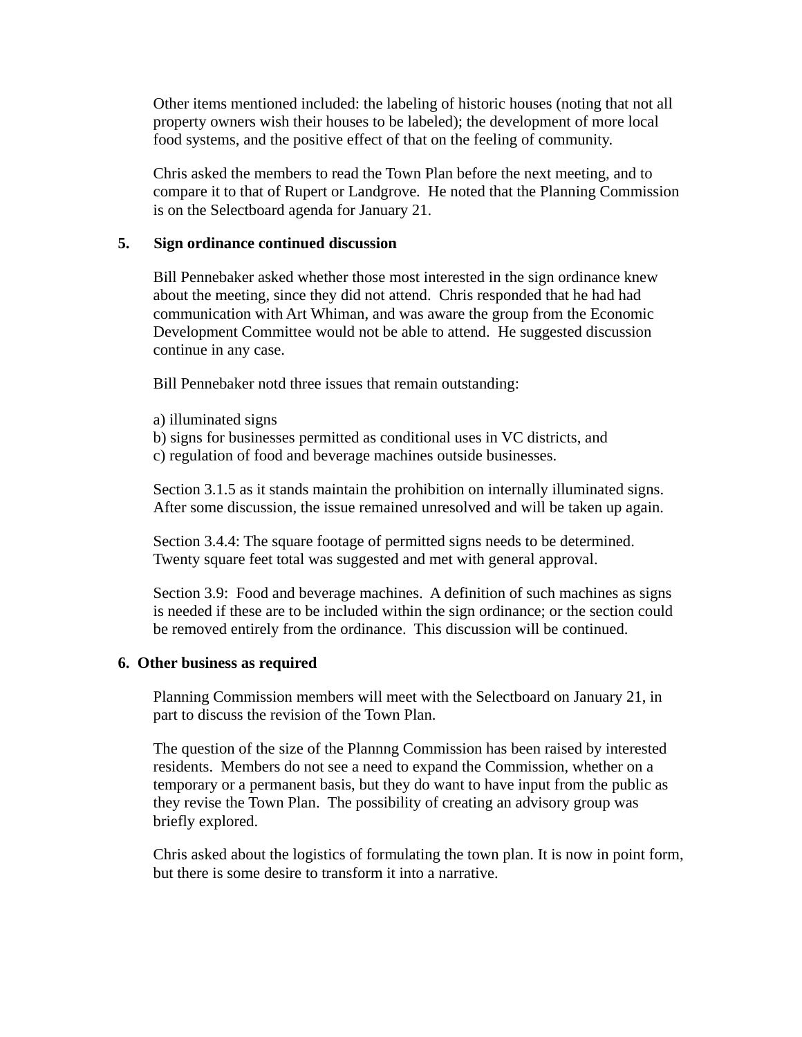Other items mentioned included: the labeling of historic houses (noting that not all property owners wish their houses to be labeled); the development of more local food systems, and the positive effect of that on the feeling of community.

Chris asked the members to read the Town Plan before the next meeting, and to compare it to that of Rupert or Landgrove. He noted that the Planning Commission is on the Selectboard agenda for January 21.

**5. Sign ordinance continued discussion**

Bill Pennebaker asked whether those most interested in the sign ordinance knew about the meeting, since they did not attend. Chris responded that he had had communication with Art Whiman, and was aware the group from the Economic Development Committee would not be able to attend. He suggested discussion continue in any case.

Bill Pennebaker notd three issues that remain outstanding:

a) illuminated signs
b) signs for businesses permitted as conditional uses in VC districts, and
c) regulation of food and beverage machines outside businesses.

Section 3.1.5 as it stands maintain the prohibition on internally illuminated signs. After some discussion, the issue remained unresolved and will be taken up again.

Section 3.4.4: The square footage of permitted signs needs to be determined. Twenty square feet total was suggested and met with general approval.

Section 3.9: Food and beverage machines. A definition of such machines as signs is needed if these are to be included within the sign ordinance; or the section could be removed entirely from the ordinance. This discussion will be continued.

**6. Other business as required**

Planning Commission members will meet with the Selectboard on January 21, in part to discuss the revision of the Town Plan.

The question of the size of the Plannng Commission has been raised by interested residents. Members do not see a need to expand the Commission, whether on a temporary or a permanent basis, but they do want to have input from the public as they revise the Town Plan. The possibility of creating an advisory group was briefly explored.

Chris asked about the logistics of formulating the town plan. It is now in point form, but there is some desire to transform it into a narrative.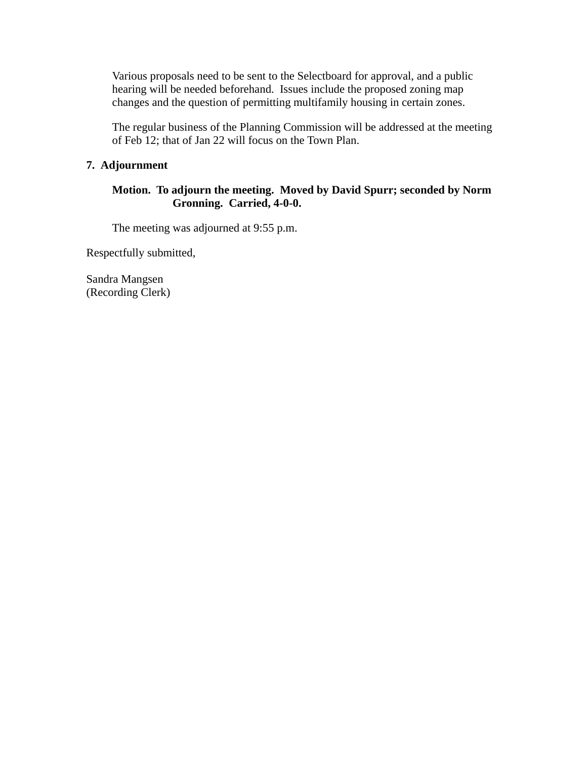Various proposals need to be sent to the Selectboard for approval, and a public hearing will be needed beforehand. Issues include the proposed zoning map changes and the question of permitting multifamily housing in certain zones.

The regular business of the Planning Commission will be addressed at the meeting of Feb 12; that of Jan 22 will focus on the Town Plan.

**7. Adjournment**

**Motion. To adjourn the meeting. Moved by David Spurr; seconded by Norm Gronning. Carried, 4-0-0.**

The meeting was adjourned at 9:55 p.m.

Respectfully submitted,

Sandra Mangsen
(Recording Clerk)